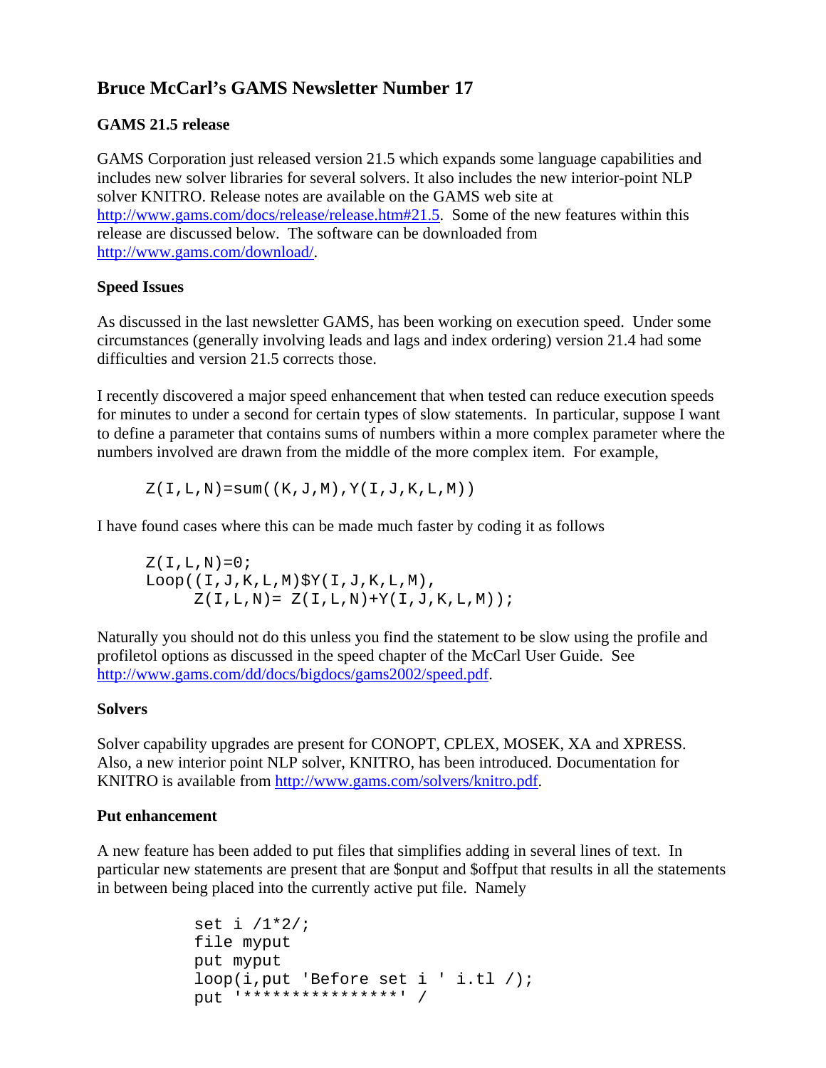# Bruce McCarl's GAMS Newsletter Number 17

## GAMS 21.5 release

GAMS Corporation just released version 21.5 which expands some language capabilities and includes new solver libraries for several solvers. It also includes the new interior-point NLP solver KNITRO. Release notes are available on the GAMS web site at http://www.gams.com/docs/release/release.htm#21.5. Some of the new features within this release are discussed below. The software can be downloaded from http://www.gams.com/download/.

## Speed Issues

As discussed in the last newsletter GAMS, has been working on execution speed. Under some circumstances (generally involving leads and lags and index ordering) version 21.4 had some difficulties and version 21.5 corrects those.

I recently discovered a major speed enhancement that when tested can reduce execution speeds for minutes to under a second for certain types of slow statements. In particular, suppose I want to define a parameter that contains sums of numbers within a more complex parameter where the numbers involved are drawn from the middle of the more complex item. For example,

```
Z(I,L,N)=sum((K,J,M),Y(I,J,K,L,M))
```

I have found cases where this can be made much faster by coding it as follows

```
Z(I,L,N)=0;
Loop((I,J,K,L,M)$Y(I,J,K,L,M),
     Z(I,L,N)= Z(I,L,N)+Y(I,J,K,L,M));
```

Naturally you should not do this unless you find the statement to be slow using the profile and profiletol options as discussed in the speed chapter of the McCarl User Guide. See http://www.gams.com/dd/docs/bigdocs/gams2002/speed.pdf.

## Solvers

Solver capability upgrades are present for CONOPT, CPLEX, MOSEK, XA and XPRESS. Also, a new interior point NLP solver, KNITRO, has been introduced. Documentation for KNITRO is available from http://www.gams.com/solvers/knitro.pdf.

## Put enhancement

A new feature has been added to put files that simplifies adding in several lines of text. In particular new statements are present that are $onput and $offput that results in all the statements in between being placed into the currently active put file. Namely

```
set i /1*2/;
file myput
put myput
loop(i,put 'Before set i ' i.tl /);
put '****************' /
```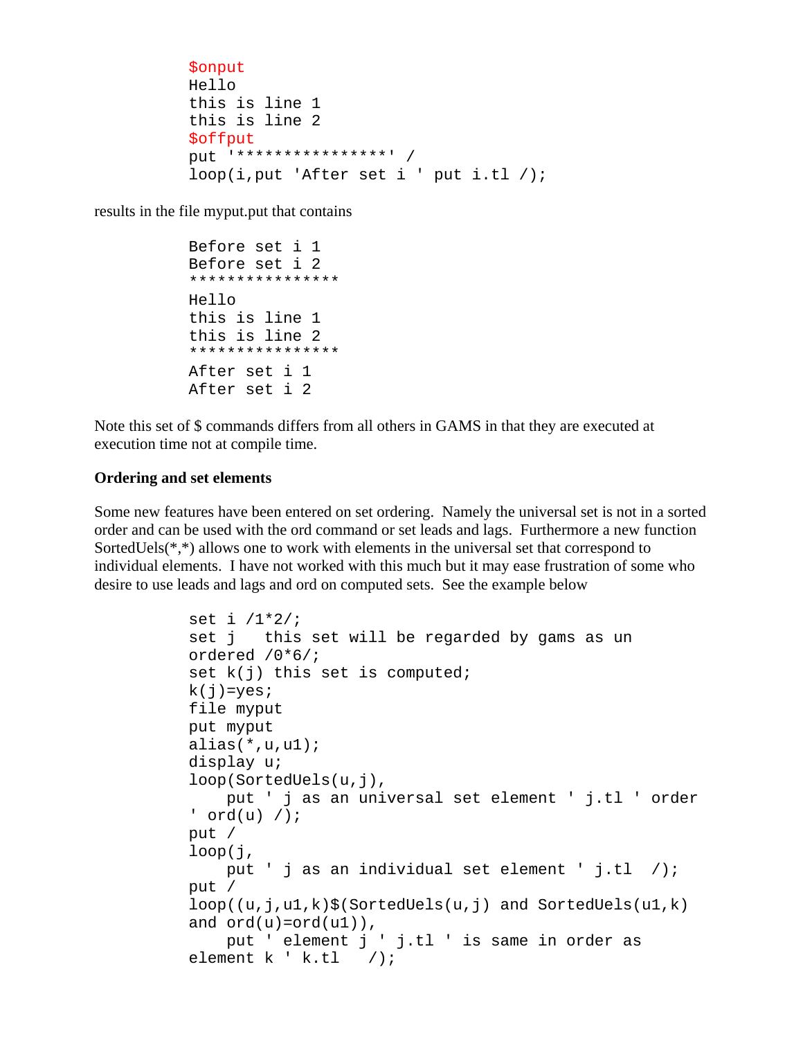```
$onput
Hello
this is line 1
this is line 2
$offput
put '****************' /
loop(i,put 'After set i ' put i.tl /);
```

results in the file myput.put that contains

```
Before set i 1
Before set i 2
****************
Hello
this is line 1
this is line 2
****************
After set i 1
After set i 2
```

Note this set of $ commands differs from all others in GAMS in that they are executed at execution time not at compile time.

**Ordering and set elements**

Some new features have been entered on set ordering. Namely the universal set is not in a sorted order and can be used with the ord command or set leads and lags. Furthermore a new function SortedUels(*,*) allows one to work with elements in the universal set that correspond to individual elements. I have not worked with this much but it may ease frustration of some who desire to use leads and lags and ord on computed sets. See the example below

```
set i /1*2/;
set j   this set will be regarded by gams as un
ordered /0*6/;
set k(j) this set is computed;
k(j)=yes;
file myput
put myput
alias(*,u,u1);
display u;
loop(SortedUels(u,j),
    put ' j as an universal set element ' j.tl ' order
' ord(u) /);
put /
loop(j,
    put ' j as an individual set element ' j.tl  /);
put /
loop((u,j,u1,k)$(SortedUels(u,j) and SortedUels(u1,k)
and ord(u)=ord(u1)),
    put ' element j ' j.tl ' is same in order as
element k ' k.tl   /);
```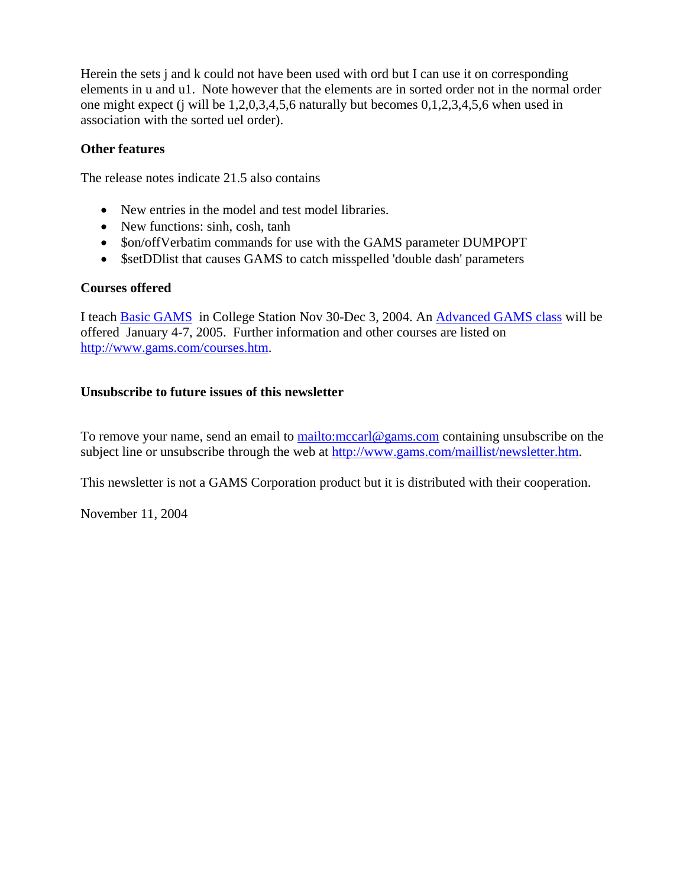Herein the sets j and k could not have been used with ord but I can use it on corresponding elements in u and u1. Note however that the elements are in sorted order not in the normal order one might expect (j will be 1,2,0,3,4,5,6 naturally but becomes 0,1,2,3,4,5,6 when used in association with the sorted uel order).

### Other features

The release notes indicate 21.5 also contains

- New entries in the model and test model libraries.
- New functions: sinh, cosh, tanh
- $on/offVerbatim commands for use with the GAMS parameter DUMPOPT
- $setDDlist that causes GAMS to catch misspelled 'double dash' parameters

### Courses offered

I teach [Basic GAMS](Basic GAMS) in College Station Nov 30-Dec 3, 2004. An [Advanced GAMS class](Advanced GAMS class) will be offered January 4-7, 2005. Further information and other courses are listed on [http://www.gams.com/courses.htm](http://www.gams.com/courses.htm).

### Unsubscribe to future issues of this newsletter

To remove your name, send an email to [mailto:mccarl@gams.com](mailto:mccarl@gams.com) containing unsubscribe on the subject line or unsubscribe through the web at [http://www.gams.com/maillist/newsletter.htm](http://www.gams.com/maillist/newsletter.htm).

This newsletter is not a GAMS Corporation product but it is distributed with their cooperation.

November 11, 2004